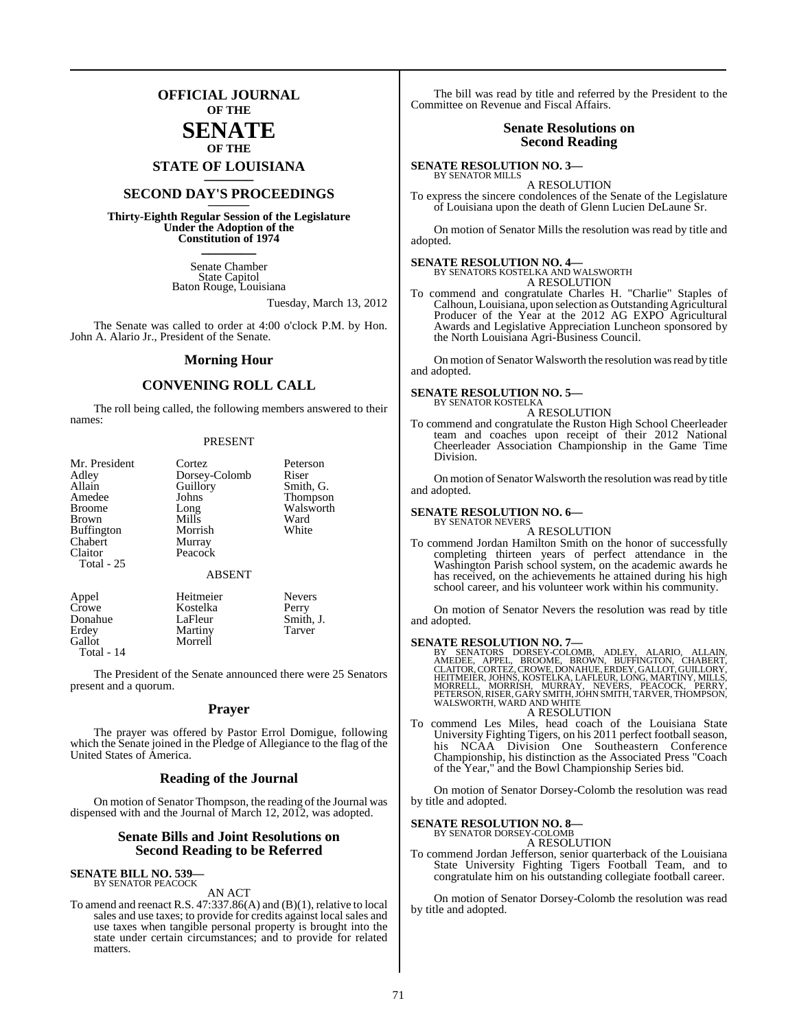# OFFICIAL JOURNAL OF THE SENATE OF THE STATE OF LOUISIANA

## SECOND DAY'S PROCEEDINGS

**Thirty-Eighth Regular Session of the Legislature Under the Adoption of the Constitution of 1974**

Senate Chamber
State Capitol
Baton Rouge, Louisiana

Tuesday, March 13, 2012

The Senate was called to order at 4:00 o'clock P.M. by Hon. John A. Alario Jr., President of the Senate.

## Morning Hour

## CONVENING ROLL CALL

The roll being called, the following members answered to their names:

PRESENT

| | | |
|---|---|---|
| Mr. President | Cortez | Peterson |
| Adley | Dorsey-Colomb | Riser |
| Allain | Guillory | Smith, G. |
| Amedee | Johns | Thompson |
| Broome | Long | Walsworth |
| Brown | Mills | Ward |
| Buffington | Morrish | White |
| Chabert | Murray | |
| Claitor | Peacock | |

Total - 25

ABSENT

| | | |
|---|---|---|
| Appel | Heitmeier | Nevers |
| Crowe | Kostelka | Perry |
| Donahue | LaFleur | Smith, J. |
| Erdey | Martiny | Tarver |
| Gallot | Morrell | |

Total - 14

The President of the Senate announced there were 25 Senators present and a quorum.

## Prayer

The prayer was offered by Pastor Errol Domigue, following which the Senate joined in the Pledge of Allegiance to the flag of the United States of America.

## Reading of the Journal

On motion of Senator Thompson, the reading of the Journal was dispensed with and the Journal of March 12, 2012, was adopted.

## Senate Bills and Joint Resolutions on Second Reading to be Referred

**SENATE BILL NO. 539—**
BY SENATOR PEACOCK

AN ACT

To amend and reenact R.S. 47:337.86(A) and (B)(1), relative to local sales and use taxes; to provide for credits against local sales and use taxes when tangible personal property is brought into the state under certain circumstances; and to provide for related matters.

The bill was read by title and referred by the President to the Committee on Revenue and Fiscal Affairs.

## Senate Resolutions on Second Reading

**SENATE RESOLUTION NO. 3—**
BY SENATOR MILLS

A RESOLUTION

To express the sincere condolences of the Senate of the Legislature of Louisiana upon the death of Glenn Lucien DeLaune Sr.

On motion of Senator Mills the resolution was read by title and adopted.

**SENATE RESOLUTION NO. 4—**
BY SENATORS KOSTELKA AND WALSWORTH

A RESOLUTION

To commend and congratulate Charles H. "Charlie" Staples of Calhoun, Louisiana, upon selection as Outstanding Agricultural Producer of the Year at the 2012 AG EXPO Agricultural Awards and Legislative Appreciation Luncheon sponsored by the North Louisiana Agri-Business Council.

On motion of Senator Walsworth the resolution was read by title and adopted.

**SENATE RESOLUTION NO. 5—**
BY SENATOR KOSTELKA

A RESOLUTION

To commend and congratulate the Ruston High School Cheerleader team and coaches upon receipt of their 2012 National Cheerleader Association Championship in the Game Time Division.

On motion of Senator Walsworth the resolution was read by title and adopted.

**SENATE RESOLUTION NO. 6—**
BY SENATOR NEVERS

A RESOLUTION

To commend Jordan Hamilton Smith on the honor of successfully completing thirteen years of perfect attendance in the Washington Parish school system, on the academic awards he has received, on the achievements he attained during his high school career, and his volunteer work within his community.

On motion of Senator Nevers the resolution was read by title and adopted.

**SENATE RESOLUTION NO. 7—**
BY SENATORS DORSEY-COLOMB, ADLEY, ALARIO, ALLAIN, AMEDEE, APPEL, BROOME, BROWN, BUFFINGTON, CHABERT, CLAITOR, CORTEZ, CROWE, DONAHUE, ERDEY, GALLOT, GUILLORY, HEITMEIER, JOHNS, KOSTELKA, LAFLEUR, LONG, MARTINY, MILLS, MORRELL, MORRISH, MURRAY, NEVERS, PEACOCK, PERRY, PETERSON, RISER, GARY SMITH, JOHN SMITH, TARVER, THOMPSON, WALSWORTH, WARD AND WHITE

A RESOLUTION

To commend Les Miles, head coach of the Louisiana State University Fighting Tigers, on his 2011 perfect football season, his NCAA Division One Southeastern Conference Championship, his distinction as the Associated Press "Coach of the Year," and the Bowl Championship Series bid.

On motion of Senator Dorsey-Colomb the resolution was read by title and adopted.

**SENATE RESOLUTION NO. 8—**
BY SENATOR DORSEY-COLOMB

A RESOLUTION

To commend Jordan Jefferson, senior quarterback of the Louisiana State University Fighting Tigers Football Team, and to congratulate him on his outstanding collegiate football career.

On motion of Senator Dorsey-Colomb the resolution was read by title and adopted.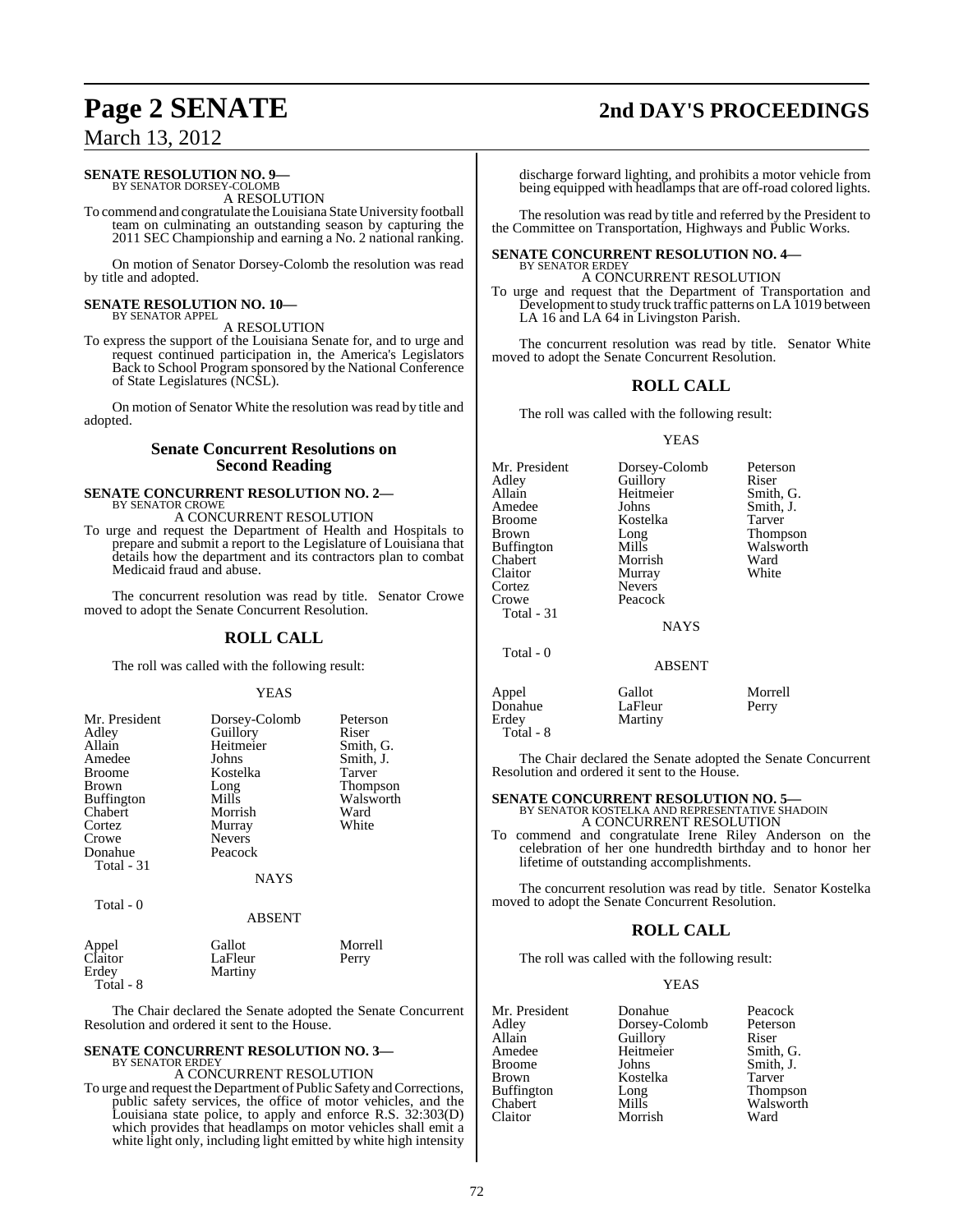**SENATE RESOLUTION NO. 9—**
BY SENATOR DORSEY-COLOMB

A RESOLUTION

To commend and congratulate the Louisiana State University football team on culminating an outstanding season by capturing the 2011 SEC Championship and earning a No. 2 national ranking.

On motion of Senator Dorsey-Colomb the resolution was read by title and adopted.

**SENATE RESOLUTION NO. 10—**
BY SENATOR APPEL

A RESOLUTION

To express the support of the Louisiana Senate for, and to urge and request continued participation in, the America's Legislators Back to School Program sponsored by the National Conference of State Legislatures (NCSL).

On motion of Senator White the resolution was read by title and adopted.

## Senate Concurrent Resolutions on Second Reading

**SENATE CONCURRENT RESOLUTION NO. 2—**
BY SENATOR CROWE

A CONCURRENT RESOLUTION

To urge and request the Department of Health and Hospitals to prepare and submit a report to the Legislature of Louisiana that details how the department and its contractors plan to combat Medicaid fraud and abuse.

The concurrent resolution was read by title. Senator Crowe moved to adopt the Senate Concurrent Resolution.

## ROLL CALL

The roll was called with the following result:

YEAS

| | | |
|---|---|---|
| Mr. President | Dorsey-Colomb | Peterson |
| Adley | Guillory | Riser |
| Allain | Heitmeier | Smith, G. |
| Amedee | Johns | Smith, J. |
| Broome | Kostelka | Tarver |
| Brown | Long | Thompson |
| Buffington | Mills | Walsworth |
| Chabert | Morrish | Ward |
| Cortez | Murray | White |
| Crowe | Nevers | |
| Donahue | Peacock | |
| Total - 31 | | |

NAYS

Total - 0

ABSENT

| | | |
|---|---|---|
| Appel | Gallot | Morrell |
| Claitor | LaFleur | Perry |
| Erdey | Martiny | |
| Total - 8 | | |

The Chair declared the Senate adopted the Senate Concurrent Resolution and ordered it sent to the House.

**SENATE CONCURRENT RESOLUTION NO. 3—**
BY SENATOR ERDEY

A CONCURRENT RESOLUTION

To urge and request the Department of Public Safety and Corrections, public safety services, the office of motor vehicles, and the Louisiana state police, to apply and enforce R.S. 32:303(D) which provides that headlamps on motor vehicles shall emit a white light only, including light emitted by white high intensity discharge forward lighting, and prohibits a motor vehicle from being equipped with headlamps that are off-road colored lights.

The resolution was read by title and referred by the President to the Committee on Transportation, Highways and Public Works.

**SENATE CONCURRENT RESOLUTION NO. 4—**
BY SENATOR ERDEY

A CONCURRENT RESOLUTION

To urge and request that the Department of Transportation and Development to study truck traffic patterns on LA 1019 between LA 16 and LA 64 in Livingston Parish.

The concurrent resolution was read by title. Senator White moved to adopt the Senate Concurrent Resolution.

## ROLL CALL

The roll was called with the following result:

YEAS

| | | |
|---|---|---|
| Mr. President | Dorsey-Colomb | Peterson |
| Adley | Guillory | Riser |
| Allain | Heitmeier | Smith, G. |
| Amedee | Johns | Smith, J. |
| Broome | Kostelka | Tarver |
| Brown | Long | Thompson |
| Buffington | Mills | Walsworth |
| Chabert | Morrish | Ward |
| Claitor | Murray | White |
| Cortez | Nevers | |
| Crowe | Peacock | |
| Total - 31 | | |

NAYS

Total - 0

ABSENT

| | | |
|---|---|---|
| Appel | Gallot | Morrell |
| Donahue | LaFleur | Perry |
| Erdey | Martiny | |
| Total - 8 | | |

The Chair declared the Senate adopted the Senate Concurrent Resolution and ordered it sent to the House.

**SENATE CONCURRENT RESOLUTION NO. 5—**
BY SENATOR KOSTELKA AND REPRESENTATIVE SHADOIN

A CONCURRENT RESOLUTION

To commend and congratulate Irene Riley Anderson on the celebration of her one hundredth birthday and to honor her lifetime of outstanding accomplishments.

The concurrent resolution was read by title. Senator Kostelka moved to adopt the Senate Concurrent Resolution.

## ROLL CALL

The roll was called with the following result:

YEAS

| | | |
|---|---|---|
| Mr. President | Donahue | Peacock |
| Adley | Dorsey-Colomb | Peterson |
| Allain | Guillory | Riser |
| Amedee | Heitmeier | Smith, G. |
| Broome | Johns | Smith, J. |
| Brown | Kostelka | Tarver |
| Buffington | Long | Thompson |
| Chabert | Mills | Walsworth |
| Claitor | Morrish | Ward |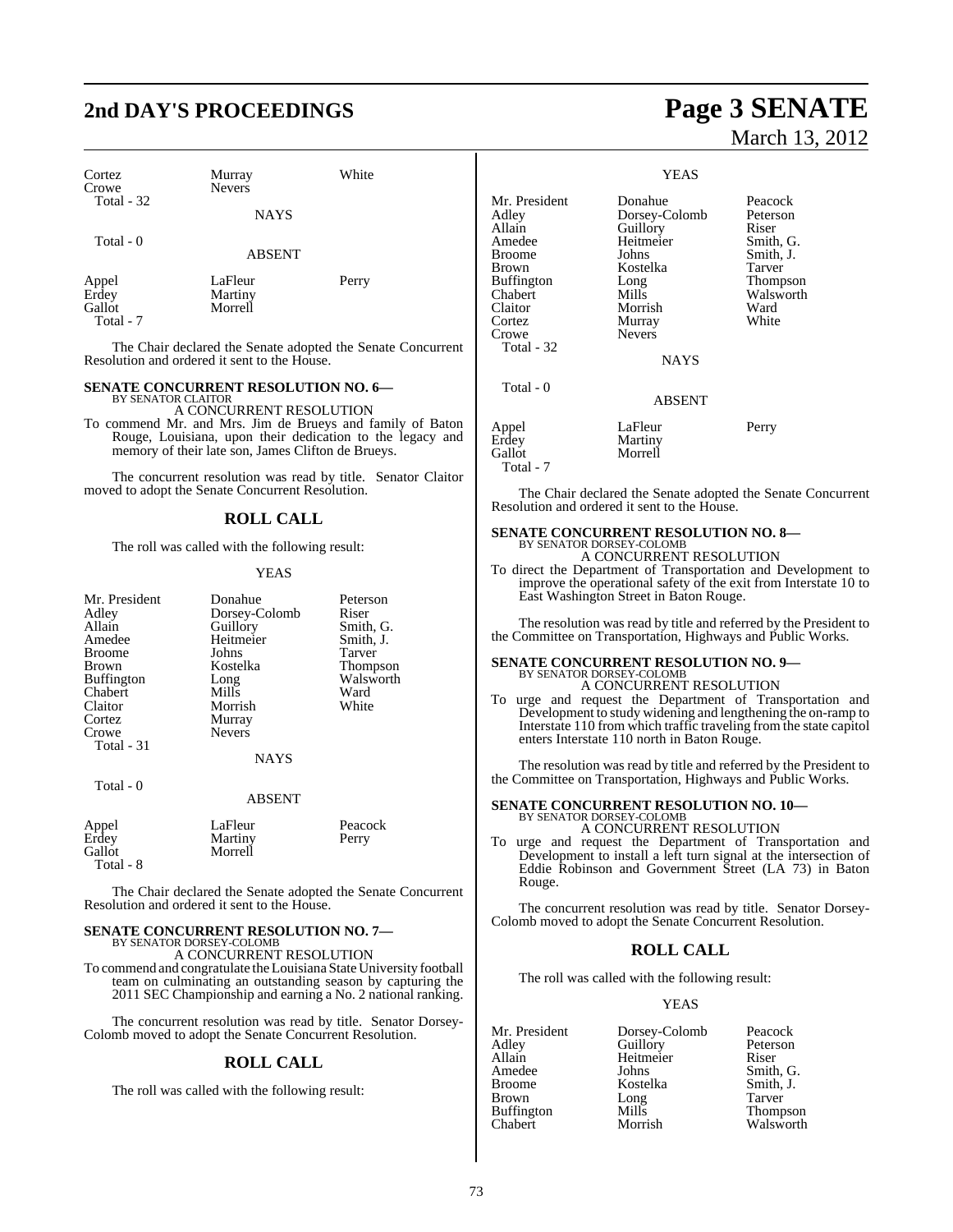| | | |
|---|---|---|
| Cortez | Murray | White |
| Crowe | Nevers | |
| Total - 32 | | |

NAYS

Total - 0

ABSENT

| | | |
|---|---|---|
| Appel | LaFleur | Perry |
| Erdey | Martiny | |
| Gallot | Morrell | |
| Total - 7 | | |

The Chair declared the Senate adopted the Senate Concurrent Resolution and ordered it sent to the House.

**SENATE CONCURRENT RESOLUTION NO. 6—**
BY SENATOR CLAITOR

A CONCURRENT RESOLUTION

To commend Mr. and Mrs. Jim de Brueys and family of Baton Rouge, Louisiana, upon their dedication to the legacy and memory of their late son, James Clifton de Brueys.

The concurrent resolution was read by title. Senator Claitor moved to adopt the Senate Concurrent Resolution.

## ROLL CALL

The roll was called with the following result:

YEAS

| | | |
|---|---|---|
| Mr. President | Donahue | Peterson |
| Adley | Dorsey-Colomb | Riser |
| Allain | Guillory | Smith, G. |
| Amedee | Heitmeier | Smith, J. |
| Broome | Johns | Tarver |
| Brown | Kostelka | Thompson |
| Buffington | Long | Walsworth |
| Chabert | Mills | Ward |
| Claitor | Morrish | White |
| Cortez | Murray | |
| Crowe | Nevers | |
| Total - 31 | | |

NAYS

Total - 0

ABSENT

| | | |
|---|---|---|
| Appel | LaFleur | Peacock |
| Erdey | Martiny | Perry |
| Gallot | Morrell | |
| Total - 8 | | |

The Chair declared the Senate adopted the Senate Concurrent Resolution and ordered it sent to the House.

**SENATE CONCURRENT RESOLUTION NO. 7—**
BY SENATOR DORSEY-COLOMB

A CONCURRENT RESOLUTION

To commend and congratulate the Louisiana State University football team on culminating an outstanding season by capturing the 2011 SEC Championship and earning a No. 2 national ranking.

The concurrent resolution was read by title. Senator Dorsey-Colomb moved to adopt the Senate Concurrent Resolution.

## ROLL CALL

The roll was called with the following result:

YEAS

| | | |
|---|---|---|
| Mr. President | Donahue | Peacock |
| Adley | Dorsey-Colomb | Peterson |
| Allain | Guillory | Riser |
| Amedee | Heitmeier | Smith, G. |
| Broome | Johns | Smith, J. |
| Brown | Kostelka | Tarver |
| Buffington | Long | Thompson |
| Chabert | Mills | Walsworth |
| Claitor | Morrish | Ward |
| Cortez | Murray | White |
| Crowe | Nevers | |
| Total - 32 | | |

NAYS

Total - 0

ABSENT

| | | |
|---|---|---|
| Appel | LaFleur | Perry |
| Erdey | Martiny | |
| Gallot | Morrell | |
| Total - 7 | | |

The Chair declared the Senate adopted the Senate Concurrent Resolution and ordered it sent to the House.

**SENATE CONCURRENT RESOLUTION NO. 8—**
BY SENATOR DORSEY-COLOMB

A CONCURRENT RESOLUTION

To direct the Department of Transportation and Development to improve the operational safety of the exit from Interstate 10 to East Washington Street in Baton Rouge.

The resolution was read by title and referred by the President to the Committee on Transportation, Highways and Public Works.

**SENATE CONCURRENT RESOLUTION NO. 9—**
BY SENATOR DORSEY-COLOMB

A CONCURRENT RESOLUTION

To urge and request the Department of Transportation and Development to study widening and lengthening the on-ramp to Interstate 110 from which traffic traveling from the state capitol enters Interstate 110 north in Baton Rouge.

The resolution was read by title and referred by the President to the Committee on Transportation, Highways and Public Works.

**SENATE CONCURRENT RESOLUTION NO. 10—**
BY SENATOR DORSEY-COLOMB

A CONCURRENT RESOLUTION

To urge and request the Department of Transportation and Development to install a left turn signal at the intersection of Eddie Robinson and Government Street (LA 73) in Baton Rouge.

The concurrent resolution was read by title. Senator Dorsey-Colomb moved to adopt the Senate Concurrent Resolution.

## ROLL CALL

The roll was called with the following result:

YEAS

| | | |
|---|---|---|
| Mr. President | Dorsey-Colomb | Peacock |
| Adley | Guillory | Peterson |
| Allain | Heitmeier | Riser |
| Amedee | Johns | Smith, G. |
| Broome | Kostelka | Smith, J. |
| Brown | Long | Tarver |
| Buffington | Mills | Thompson |
| Chabert | Morrish | Walsworth |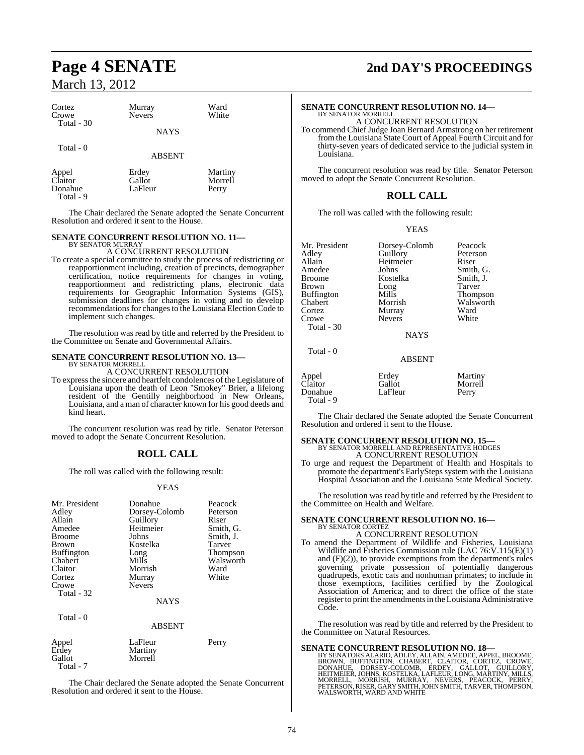| | | |
|---|---|---|
| Cortez | Murray | Ward |
| Crowe | Nevers | White |
| Total - 30 | | |

NAYS

Total - 0

ABSENT

| | | |
|---|---|---|
| Appel | Erdey | Martiny |
| Claitor | Gallot | Morrell |
| Donahue | LaFleur | Perry |
| Total - 9 | | |

The Chair declared the Senate adopted the Senate Concurrent Resolution and ordered it sent to the House.

**SENATE CONCURRENT RESOLUTION NO. 11—**
BY SENATOR MURRAY
A CONCURRENT RESOLUTION

To create a special committee to study the process of redistricting or reapportionment including, creation of precincts, demographer certification, notice requirements for changes in voting, reapportionment and redistricting plans, electronic data requirements for Geographic Information Systems (GIS), submission deadlines for changes in voting and to develop recommendations for changes to the Louisiana Election Code to implement such changes.

The resolution was read by title and referred by the President to the Committee on Senate and Governmental Affairs.

**SENATE CONCURRENT RESOLUTION NO. 13—**
BY SENATOR MORRELL
A CONCURRENT RESOLUTION

To express the sincere and heartfelt condolences of the Legislature of Louisiana upon the death of Leon "Smokey" Brier, a lifelong resident of the Gentilly neighborhood in New Orleans, Louisiana, and a man of character known for his good deeds and kind heart.

The concurrent resolution was read by title. Senator Peterson moved to adopt the Senate Concurrent Resolution.

## ROLL CALL

The roll was called with the following result:

YEAS

| | | |
|---|---|---|
| Mr. President | Donahue | Peacock |
| Adley | Dorsey-Colomb | Peterson |
| Allain | Guillory | Riser |
| Amedee | Heitmeier | Smith, G. |
| Broome | Johns | Smith, J. |
| Brown | Kostelka | Tarver |
| Buffington | Long | Thompson |
| Chabert | Mills | Walsworth |
| Claitor | Morrish | Ward |
| Cortez | Murray | White |
| Crowe | Nevers | |
| Total - 32 | | |

NAYS

Total - 0

ABSENT

| | | |
|---|---|---|
| Appel | LaFleur | Perry |
| Erdey | Martiny | |
| Gallot | Morrell | |
| Total - 7 | | |

The Chair declared the Senate adopted the Senate Concurrent Resolution and ordered it sent to the House.

**SENATE CONCURRENT RESOLUTION NO. 14—**
BY SENATOR MORRELL
A CONCURRENT RESOLUTION

To commend Chief Judge Joan Bernard Armstrong on her retirement from the Louisiana State Court of Appeal Fourth Circuit and for thirty-seven years of dedicated service to the judicial system in Louisiana.

The concurrent resolution was read by title. Senator Peterson moved to adopt the Senate Concurrent Resolution.

## ROLL CALL

The roll was called with the following result:

YEAS

| | | |
|---|---|---|
| Mr. President | Dorsey-Colomb | Peacock |
| Adley | Guillory | Peterson |
| Allain | Heitmeier | Riser |
| Amedee | Johns | Smith, G. |
| Broome | Kostelka | Smith, J. |
| Brown | Long | Tarver |
| Buffington | Mills | Thompson |
| Chabert | Morrish | Walsworth |
| Cortez | Murray | Ward |
| Crowe | Nevers | White |
| Total - 30 | | |

NAYS

Total - 0

ABSENT

| | | |
|---|---|---|
| Appel | Erdey | Martiny |
| Claitor | Gallot | Morrell |
| Donahue | LaFleur | Perry |
| Total - 9 | | |

The Chair declared the Senate adopted the Senate Concurrent Resolution and ordered it sent to the House.

**SENATE CONCURRENT RESOLUTION NO. 15—**
BY SENATOR MORRELL AND REPRESENTATIVE HODGES
A CONCURRENT RESOLUTION

To urge and request the Department of Health and Hospitals to promote the department's EarlySteps system with the Louisiana Hospital Association and the Louisiana State Medical Society.

The resolution was read by title and referred by the President to the Committee on Health and Welfare.

**SENATE CONCURRENT RESOLUTION NO. 16—**
BY SENATOR CORTEZ
A CONCURRENT RESOLUTION

To amend the Department of Wildlife and Fisheries, Louisiana Wildlife and Fisheries Commission rule (LAC 76:V.115(E)(1) and (F)(2)), to provide exemptions from the department's rules governing private possession of potentially dangerous quadrupeds, exotic cats and nonhuman primates; to include in those exemptions, facilities certified by the Zoological Association of America; and to direct the office of the state register to print the amendments in the Louisiana Administrative Code.

The resolution was read by title and referred by the President to the Committee on Natural Resources.

**SENATE CONCURRENT RESOLUTION NO. 18—**
BY SENATORS ALARIO, ADLEY, ALLAIN, AMEDEE, APPEL, BROOME, BROWN, BUFFINGTON, CHABERT, CLAITOR, CORTEZ, CROWE, DONAHUE, DORSEY-COLOMB, ERDEY, GALLOT, GUILLORY, HEITMEIER, JOHNS, KOSTELKA, LAFLEUR, LONG, MARTINY, MILLS, MORRELL, MORRISH, MURRAY, NEVERS, PEACOCK, PERRY, PETERSON, RISER, GARY SMITH, JOHN SMITH, TARVER, THOMPSON, WALSWORTH, WARD AND WHITE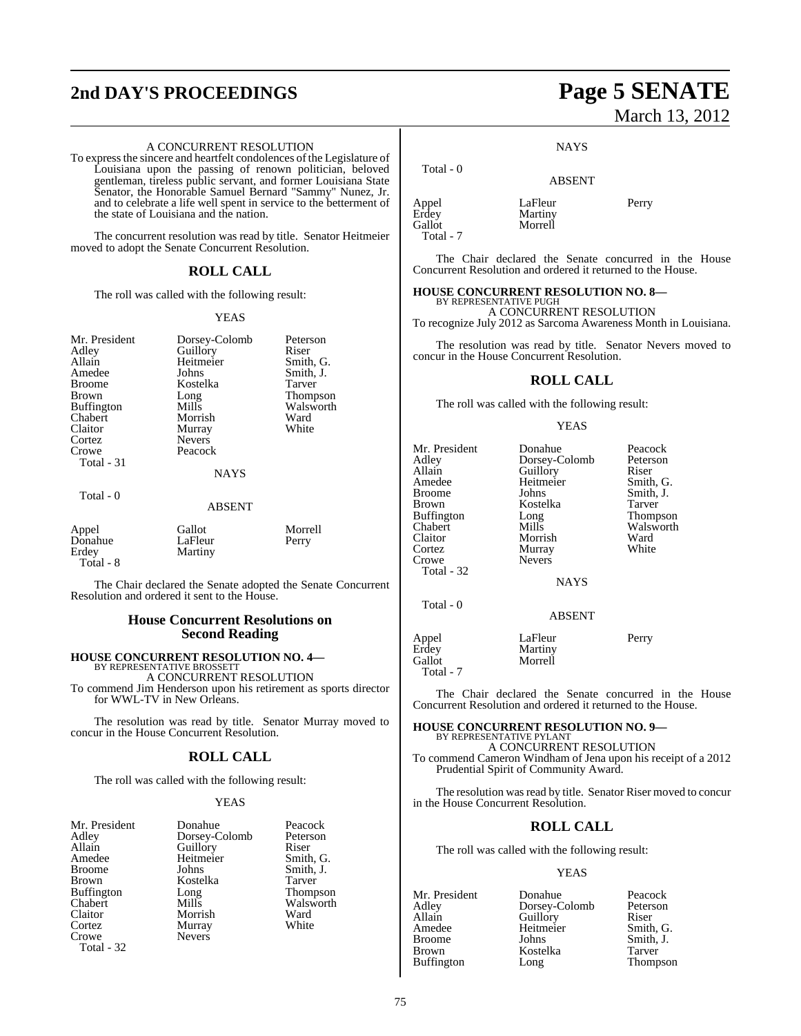A CONCURRENT RESOLUTION

To express the sincere and heartfelt condolences of the Legislature of Louisiana upon the passing of renown politician, beloved gentleman, tireless public servant, and former Louisiana State Senator, the Honorable Samuel Bernard "Sammy" Nunez, Jr. and to celebrate a life well spent in service to the betterment of the state of Louisiana and the nation.

The concurrent resolution was read by title. Senator Heitmeier moved to adopt the Senate Concurrent Resolution.

## ROLL CALL

The roll was called with the following result:

YEAS

| | | |
|---|---|---|
| Mr. President | Dorsey-Colomb | Peterson |
| Adley | Guillory | Riser |
| Allain | Heitmeier | Smith, G. |
| Amedee | Johns | Smith, J. |
| Broome | Kostelka | Tarver |
| Brown | Long | Thompson |
| Buffington | Mills | Walsworth |
| Chabert | Morrish | Ward |
| Claitor | Murray | White |
| Cortez | Nevers | |
| Crowe | Peacock | |
| Total - 31 | | |

NAYS

Total - 0

ABSENT

| | | |
|---|---|---|
| Appel | Gallot | Morrell |
| Donahue | LaFleur | Perry |
| Erdey | Martiny | |
| Total - 8 | | |

The Chair declared the Senate adopted the Senate Concurrent Resolution and ordered it sent to the House.

## House Concurrent Resolutions on Second Reading

**HOUSE CONCURRENT RESOLUTION NO. 4—**
BY REPRESENTATIVE BROSSETT
A CONCURRENT RESOLUTION

To commend Jim Henderson upon his retirement as sports director for WWL-TV in New Orleans.

The resolution was read by title. Senator Murray moved to concur in the House Concurrent Resolution.

## ROLL CALL

The roll was called with the following result:

YEAS

| | | |
|---|---|---|
| Mr. President | Donahue | Peacock |
| Adley | Dorsey-Colomb | Peterson |
| Allain | Guillory | Riser |
| Amedee | Heitmeier | Smith, G. |
| Broome | Johns | Smith, J. |
| Brown | Kostelka | Tarver |
| Buffington | Long | Thompson |
| Chabert | Mills | Walsworth |
| Claitor | Morrish | Ward |
| Cortez | Murray | White |
| Crowe | Nevers | |
| Total - 32 | | |

NAYS

Total - 0

ABSENT

| | | |
|---|---|---|
| Appel | LaFleur | Perry |
| Erdey | Martiny | |
| Gallot | Morrell | |
| Total - 7 | | |

The Chair declared the Senate concurred in the House Concurrent Resolution and ordered it returned to the House.

**HOUSE CONCURRENT RESOLUTION NO. 8—**
BY REPRESENTATIVE PUGH
A CONCURRENT RESOLUTION

To recognize July 2012 as Sarcoma Awareness Month in Louisiana.

The resolution was read by title. Senator Nevers moved to concur in the House Concurrent Resolution.

## ROLL CALL

The roll was called with the following result:

YEAS

| | | |
|---|---|---|
| Mr. President | Donahue | Peacock |
| Adley | Dorsey-Colomb | Peterson |
| Allain | Guillory | Riser |
| Amedee | Heitmeier | Smith, G. |
| Broome | Johns | Smith, J. |
| Brown | Kostelka | Tarver |
| Buffington | Long | Thompson |
| Chabert | Mills | Walsworth |
| Claitor | Morrish | Ward |
| Cortez | Murray | White |
| Crowe | Nevers | |
| Total - 32 | | |

NAYS

Total - 0

ABSENT

| | | |
|---|---|---|
| Appel | LaFleur | Perry |
| Erdey | Martiny | |
| Gallot | Morrell | |
| Total - 7 | | |

The Chair declared the Senate concurred in the House Concurrent Resolution and ordered it returned to the House.

**HOUSE CONCURRENT RESOLUTION NO. 9—**
BY REPRESENTATIVE PYLANT
A CONCURRENT RESOLUTION

To commend Cameron Windham of Jena upon his receipt of a 2012 Prudential Spirit of Community Award.

The resolution was read by title. Senator Riser moved to concur in the House Concurrent Resolution.

## ROLL CALL

The roll was called with the following result:

YEAS

| | | |
|---|---|---|
| Mr. President | Donahue | Peacock |
| Adley | Dorsey-Colomb | Peterson |
| Allain | Guillory | Riser |
| Amedee | Heitmeier | Smith, G. |
| Broome | Johns | Smith, J. |
| Brown | Kostelka | Tarver |
| Buffington | Long | Thompson |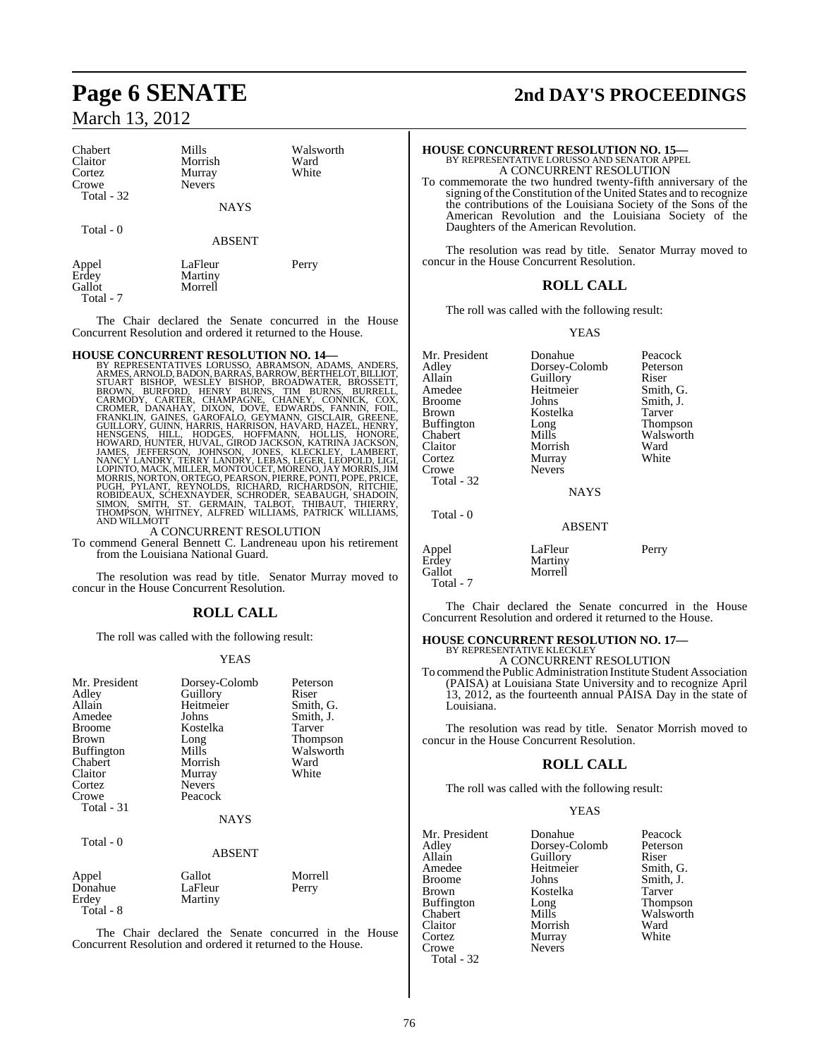| | | |
|---|---|---|
| Chabert | Mills | Walsworth |
| Claitor | Morrish | Ward |
| Cortez | Murray | White |
| Crowe | Nevers | |
| Total - 32 | | |

NAYS

Total - 0

ABSENT

| | | |
|---|---|---|
| Appel | LaFleur | Perry |
| Erdey | Martiny | |
| Gallot | Morrell | |
| Total - 7 | | |

The Chair declared the Senate concurred in the House Concurrent Resolution and ordered it returned to the House.

**HOUSE CONCURRENT RESOLUTION NO. 14—**

BY REPRESENTATIVES LORUSSO, ABRAMSON, ADAMS, ANDERS, ARMES, ARNOLD, BADON, BARRAS, BARROW, BERTHELOT, BILLIOT, STUART BISHOP, WESLEY BISHOP, BROADWATER, BROSSETT, BROWN, BURFORD, HENRY BURNS, TIM BURNS, BURRELL, CARMODY, CARTER, CHAMPAGNE, CHANEY, CONNICK, COX, CROMER, DANAHAY, DIXON, DOVE, EDWARDS, FANNIN, FOIL, FRANKLIN, GAINES, GAROFALO, GEYMANN, GISCLAIR, GREENE, GUILLORY, GUINN, HARRIS, HARRISON, HAVARD, HAZEL, HENRY, HENSGENS, HILL, HODGES, HOFFMANN, HOLLIS, HONORE, HOWARD, HUNTER, HUVAL, GIROD JACKSON, KATRINA JACKSON, JAMES, JEFFERSON, JOHNSON, JONES, KLECKLEY, LAMBERT, NANCY LANDRY, TERRY LANDRY, LEBAS, LEGER, LEOPOLD, LIGI, LOPINTO, MACK, MILLER, MONTOUCET, MORENO, JAY MORRIS, JIM MORRIS, NORTON, ORTEGO, PEARSON, PIERRE, PONTI, POPE, PRICE, PUGH, PYLANT, REYNOLDS, RICHARD, RICHARDSON, RITCHIE, ROBIDEAUX, SCHEXNAYDER, SCHRODER, SEABAUGH, SHADOIN, SIMON, SMITH, ST. GERMAIN, TALBOT, THIBAUT, THIERRY, THOMPSON, WHITNEY, ALFRED WILLIAMS, PATRICK WILLIAMS, AND WILLMOTT

A CONCURRENT RESOLUTION

To commend General Bennett C. Landreneau upon his retirement from the Louisiana National Guard.

The resolution was read by title. Senator Murray moved to concur in the House Concurrent Resolution.

## ROLL CALL

The roll was called with the following result:

YEAS

| | | |
|---|---|---|
| Mr. President | Dorsey-Colomb | Peterson |
| Adley | Guillory | Riser |
| Allain | Heitmeier | Smith, G. |
| Amedee | Johns | Smith, J. |
| Broome | Kostelka | Tarver |
| Brown | Long | Thompson |
| Buffington | Mills | Walsworth |
| Chabert | Morrish | Ward |
| Claitor | Murray | White |
| Cortez | Nevers | |
| Crowe | Peacock | |
| Total - 31 | | |

NAYS

Total - 0

ABSENT

| | | |
|---|---|---|
| Appel | Gallot | Morrell |
| Donahue | LaFleur | Perry |
| Erdey | Martiny | |
| Total - 8 | | |

The Chair declared the Senate concurred in the House Concurrent Resolution and ordered it returned to the House.

**HOUSE CONCURRENT RESOLUTION NO. 15—**

BY REPRESENTATIVE LORUSSO AND SENATOR APPEL

A CONCURRENT RESOLUTION

To commemorate the two hundred twenty-fifth anniversary of the signing of the Constitution of the United States and to recognize the contributions of the Louisiana Society of the Sons of the American Revolution and the Louisiana Society of the Daughters of the American Revolution.

The resolution was read by title. Senator Murray moved to concur in the House Concurrent Resolution.

## ROLL CALL

The roll was called with the following result:

YEAS

| | | |
|---|---|---|
| Mr. President | Donahue | Peacock |
| Adley | Dorsey-Colomb | Peterson |
| Allain | Guillory | Riser |
| Amedee | Heitmeier | Smith, G. |
| Broome | Johns | Smith, J. |
| Brown | Kostelka | Tarver |
| Buffington | Long | Thompson |
| Chabert | Mills | Walsworth |
| Claitor | Morrish | Ward |
| Cortez | Murray | White |
| Crowe | Nevers | |
| Total - 32 | | |

NAYS

Total - 0

ABSENT

| | | |
|---|---|---|
| Appel | LaFleur | Perry |
| Erdey | Martiny | |
| Gallot | Morrell | |
| Total - 7 | | |

The Chair declared the Senate concurred in the House Concurrent Resolution and ordered it returned to the House.

**HOUSE CONCURRENT RESOLUTION NO. 17—**

BY REPRESENTATIVE KLECKLEY

A CONCURRENT RESOLUTION

To commend the Public Administration Institute Student Association (PAISA) at Louisiana State University and to recognize April 13, 2012, as the fourteenth annual PAISA Day in the state of Louisiana.

The resolution was read by title. Senator Morrish moved to concur in the House Concurrent Resolution.

## ROLL CALL

The roll was called with the following result:

YEAS

| | | |
|---|---|---|
| Mr. President | Donahue | Peacock |
| Adley | Dorsey-Colomb | Peterson |
| Allain | Guillory | Riser |
| Amedee | Heitmeier | Smith, G. |
| Broome | Johns | Smith, J. |
| Brown | Kostelka | Tarver |
| Buffington | Long | Thompson |
| Chabert | Mills | Walsworth |
| Claitor | Morrish | Ward |
| Cortez | Murray | White |
| Crowe | Nevers | |
| Total - 32 | | |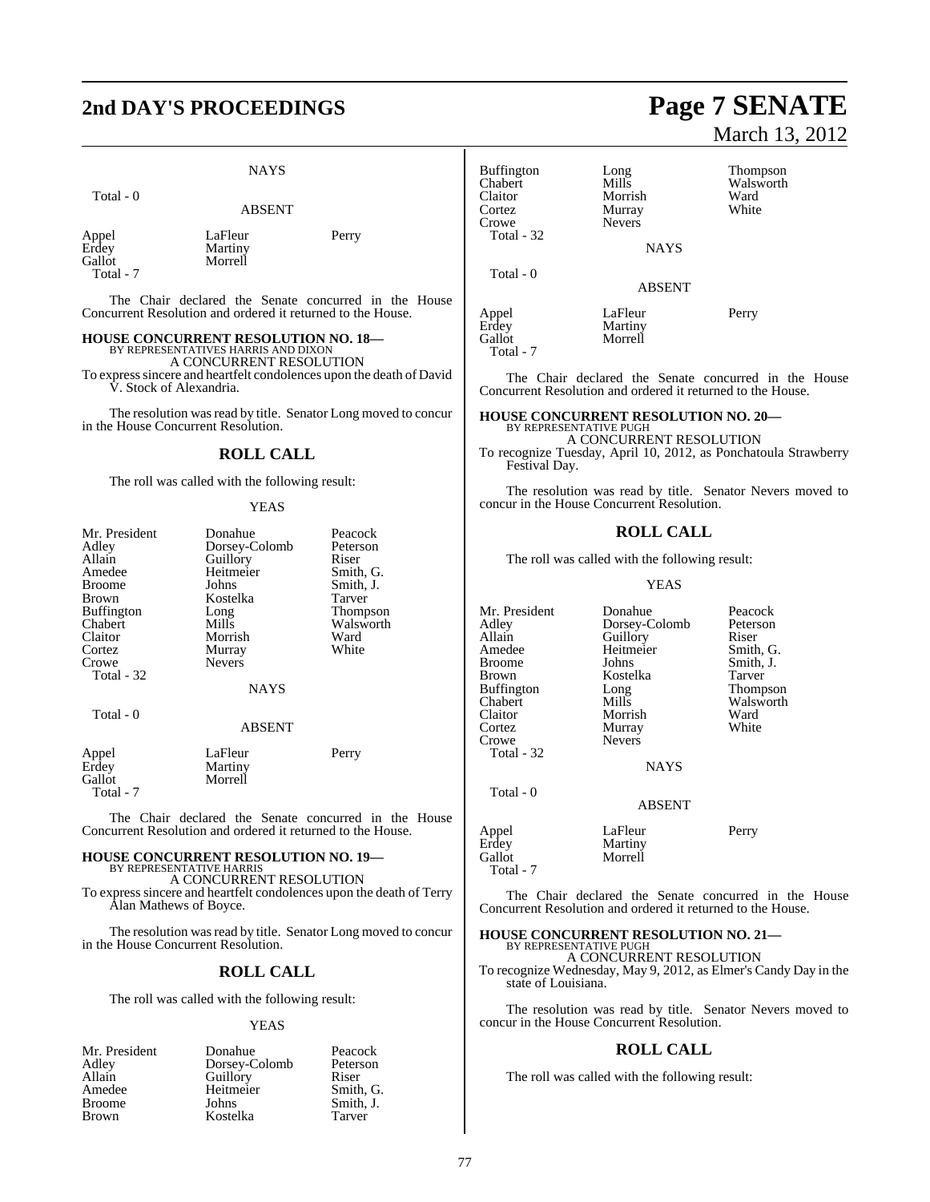NAYS

Total - 0

ABSENT

| | | |
|---|---|---|
| Appel | LaFleur | Perry |
| Erdey | Martiny | |
| Gallot | Morrell | |
| Total - 7 | | |

The Chair declared the Senate concurred in the House Concurrent Resolution and ordered it returned to the House.

**HOUSE CONCURRENT RESOLUTION NO. 18—**
BY REPRESENTATIVES HARRIS AND DIXON
A CONCURRENT RESOLUTION
To express sincere and heartfelt condolences upon the death of David V. Stock of Alexandria.

The resolution was read by title. Senator Long moved to concur in the House Concurrent Resolution.

## ROLL CALL

The roll was called with the following result:

YEAS

| | | |
|---|---|---|
| Mr. President | Donahue | Peacock |
| Adley | Dorsey-Colomb | Peterson |
| Allain | Guillory | Riser |
| Amedee | Heitmeier | Smith, G. |
| Broome | Johns | Smith, J. |
| Brown | Kostelka | Tarver |
| Buffington | Long | Thompson |
| Chabert | Mills | Walsworth |
| Claitor | Morrish | Ward |
| Cortez | Murray | White |
| Crowe | Nevers | |
| Total - 32 | | |

NAYS

Total - 0

ABSENT

| | | |
|---|---|---|
| Appel | LaFleur | Perry |
| Erdey | Martiny | |
| Gallot | Morrell | |
| Total - 7 | | |

The Chair declared the Senate concurred in the House Concurrent Resolution and ordered it returned to the House.

**HOUSE CONCURRENT RESOLUTION NO. 19—**
BY REPRESENTATIVE HARRIS
A CONCURRENT RESOLUTION
To express sincere and heartfelt condolences upon the death of Terry Alan Mathews of Boyce.

The resolution was read by title. Senator Long moved to concur in the House Concurrent Resolution.

## ROLL CALL

The roll was called with the following result:

YEAS

| | | |
|---|---|---|
| Mr. President | Donahue | Peacock |
| Adley | Dorsey-Colomb | Peterson |
| Allain | Guillory | Riser |
| Amedee | Heitmeier | Smith, G. |
| Broome | Johns | Smith, J. |
| Brown | Kostelka | Tarver |
| Buffington | Long | Thompson |
| Chabert | Mills | Walsworth |
| Claitor | Morrish | Ward |
| Cortez | Murray | White |
| Crowe | Nevers | |
| Total - 32 | | |

NAYS

Total - 0

ABSENT

| | | |
|---|---|---|
| Appel | LaFleur | Perry |
| Erdey | Martiny | |
| Gallot | Morrell | |
| Total - 7 | | |

The Chair declared the Senate concurred in the House Concurrent Resolution and ordered it returned to the House.

**HOUSE CONCURRENT RESOLUTION NO. 20—**
BY REPRESENTATIVE PUGH
A CONCURRENT RESOLUTION
To recognize Tuesday, April 10, 2012, as Ponchatoula Strawberry Festival Day.

The resolution was read by title. Senator Nevers moved to concur in the House Concurrent Resolution.

## ROLL CALL

The roll was called with the following result:

YEAS

| | | |
|---|---|---|
| Mr. President | Donahue | Peacock |
| Adley | Dorsey-Colomb | Peterson |
| Allain | Guillory | Riser |
| Amedee | Heitmeier | Smith, G. |
| Broome | Johns | Smith, J. |
| Brown | Kostelka | Tarver |
| Buffington | Long | Thompson |
| Chabert | Mills | Walsworth |
| Claitor | Morrish | Ward |
| Cortez | Murray | White |
| Crowe | Nevers | |
| Total - 32 | | |

NAYS

Total - 0

ABSENT

| | | |
|---|---|---|
| Appel | LaFleur | Perry |
| Erdey | Martiny | |
| Gallot | Morrell | |
| Total - 7 | | |

The Chair declared the Senate concurred in the House Concurrent Resolution and ordered it returned to the House.

**HOUSE CONCURRENT RESOLUTION NO. 21—**
BY REPRESENTATIVE PUGH
A CONCURRENT RESOLUTION
To recognize Wednesday, May 9, 2012, as Elmer's Candy Day in the state of Louisiana.

The resolution was read by title. Senator Nevers moved to concur in the House Concurrent Resolution.

## ROLL CALL

The roll was called with the following result: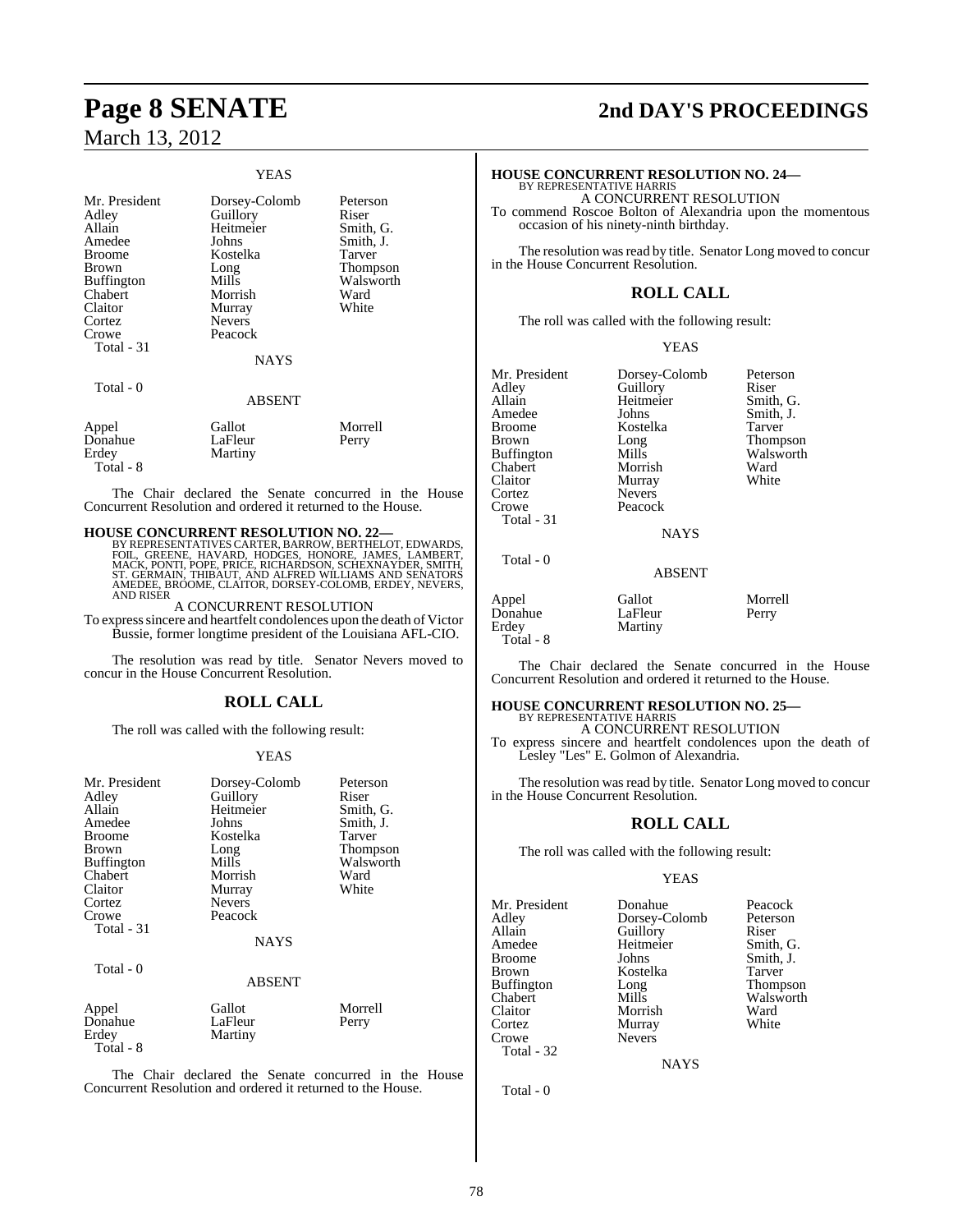YEAS

| | | |
|---|---|---|
| Mr. President | Dorsey-Colomb | Peterson |
| Adley | Guillory | Riser |
| Allain | Heitmeier | Smith, G. |
| Amedee | Johns | Smith, J. |
| Broome | Kostelka | Tarver |
| Brown | Long | Thompson |
| Buffington | Mills | Walsworth |
| Chabert | Morrish | Ward |
| Claitor | Murray | White |
| Cortez | Nevers | |
| Crowe | Peacock | |
| Total - 31 | | |

NAYS

Total - 0

ABSENT

| | | |
|---|---|---|
| Appel | Gallot | Morrell |
| Donahue | LaFleur | Perry |
| Erdey | Martiny | |
| Total - 8 | | |

The Chair declared the Senate concurred in the House Concurrent Resolution and ordered it returned to the House.

**HOUSE CONCURRENT RESOLUTION NO. 22—**
BY REPRESENTATIVES CARTER, BARROW, BERTHELOT, EDWARDS, FOIL, GREENE, HAVARD, HODGES, HONORE, JAMES, LAMBERT, MACK, PONTI, POPE, PRICE, RICHARDSON, SCHEXNAYDER, SMITH, ST. GERMAIN, THIBAUT, AND ALFRED WILLIAMS AND SENATORS AMEDEE, BROOME, CLAITOR, DORSEY-COLOMB, ERDEY, NEVERS, AND RISER

A CONCURRENT RESOLUTION

To express sincere and heartfelt condolences upon the death of Victor Bussie, former longtime president of the Louisiana AFL-CIO.

The resolution was read by title. Senator Nevers moved to concur in the House Concurrent Resolution.

## ROLL CALL

The roll was called with the following result:

YEAS

| | | |
|---|---|---|
| Mr. President | Dorsey-Colomb | Peterson |
| Adley | Guillory | Riser |
| Allain | Heitmeier | Smith, G. |
| Amedee | Johns | Smith, J. |
| Broome | Kostelka | Tarver |
| Brown | Long | Thompson |
| Buffington | Mills | Walsworth |
| Chabert | Morrish | Ward |
| Claitor | Murray | White |
| Cortez | Nevers | |
| Crowe | Peacock | |
| Total - 31 | | |

NAYS

Total - 0

ABSENT

| | | |
|---|---|---|
| Appel | Gallot | Morrell |
| Donahue | LaFleur | Perry |
| Erdey | Martiny | |
| Total - 8 | | |

The Chair declared the Senate concurred in the House Concurrent Resolution and ordered it returned to the House.

**HOUSE CONCURRENT RESOLUTION NO. 24—**
BY REPRESENTATIVE HARRIS

A CONCURRENT RESOLUTION

To commend Roscoe Bolton of Alexandria upon the momentous occasion of his ninety-ninth birthday.

The resolution was read by title. Senator Long moved to concur in the House Concurrent Resolution.

## ROLL CALL

The roll was called with the following result:

YEAS

| | | |
|---|---|---|
| Mr. President | Dorsey-Colomb | Peterson |
| Adley | Guillory | Riser |
| Allain | Heitmeier | Smith, G. |
| Amedee | Johns | Smith, J. |
| Broome | Kostelka | Tarver |
| Brown | Long | Thompson |
| Buffington | Mills | Walsworth |
| Chabert | Morrish | Ward |
| Claitor | Murray | White |
| Cortez | Nevers | |
| Crowe | Peacock | |
| Total - 31 | | |

NAYS

Total - 0

ABSENT

| | | |
|---|---|---|
| Appel | Gallot | Morrell |
| Donahue | LaFleur | Perry |
| Erdey | Martiny | |
| Total - 8 | | |

The Chair declared the Senate concurred in the House Concurrent Resolution and ordered it returned to the House.

**HOUSE CONCURRENT RESOLUTION NO. 25—**
BY REPRESENTATIVE HARRIS

A CONCURRENT RESOLUTION

To express sincere and heartfelt condolences upon the death of Lesley "Les" E. Golmon of Alexandria.

The resolution was read by title. Senator Long moved to concur in the House Concurrent Resolution.

## ROLL CALL

The roll was called with the following result:

YEAS

| | | |
|---|---|---|
| Mr. President | Donahue | Peacock |
| Adley | Dorsey-Colomb | Peterson |
| Allain | Guillory | Riser |
| Amedee | Heitmeier | Smith, G. |
| Broome | Johns | Smith, J. |
| Brown | Kostelka | Tarver |
| Buffington | Long | Thompson |
| Chabert | Mills | Walsworth |
| Claitor | Morrish | Ward |
| Cortez | Murray | White |
| Crowe | Nevers | |
| Total - 32 | | |

NAYS

Total - 0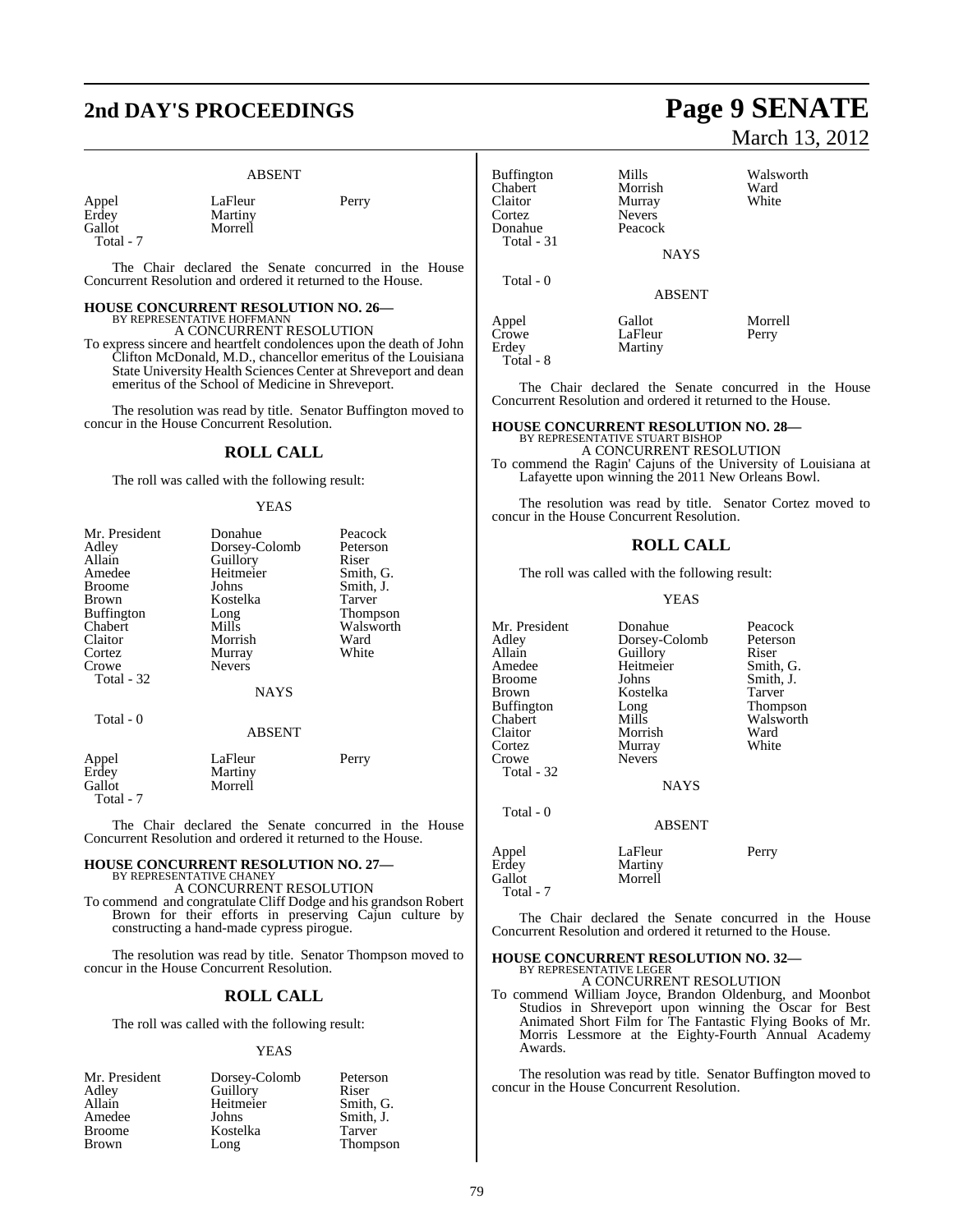ABSENT

| | | |
|---|---|---|
| Appel | LaFleur | Perry |
| Erdey | Martiny | |
| Gallot | Morrell | |
| Total - 7 | | |

The Chair declared the Senate concurred in the House Concurrent Resolution and ordered it returned to the House.

**HOUSE CONCURRENT RESOLUTION NO. 26—**
BY REPRESENTATIVE HOFFMANN
A CONCURRENT RESOLUTION

To express sincere and heartfelt condolences upon the death of John Clifton McDonald, M.D., chancellor emeritus of the Louisiana State University Health Sciences Center at Shreveport and dean emeritus of the School of Medicine in Shreveport.

The resolution was read by title. Senator Buffington moved to concur in the House Concurrent Resolution.

## ROLL CALL

The roll was called with the following result:

YEAS

| | | |
|---|---|---|
| Mr. President | Donahue | Peacock |
| Adley | Dorsey-Colomb | Peterson |
| Allain | Guillory | Riser |
| Amedee | Heitmeier | Smith, G. |
| Broome | Johns | Smith, J. |
| Brown | Kostelka | Tarver |
| Buffington | Long | Thompson |
| Chabert | Mills | Walsworth |
| Claitor | Morrish | Ward |
| Cortez | Murray | White |
| Crowe | Nevers | |
| Total - 32 | | |

NAYS

Total - 0

ABSENT

| | | |
|---|---|---|
| Appel | LaFleur | Perry |
| Erdey | Martiny | |
| Gallot | Morrell | |
| Total - 7 | | |

The Chair declared the Senate concurred in the House Concurrent Resolution and ordered it returned to the House.

**HOUSE CONCURRENT RESOLUTION NO. 27—**
BY REPRESENTATIVE CHANEY
A CONCURRENT RESOLUTION

To commend and congratulate Cliff Dodge and his grandson Robert Brown for their efforts in preserving Cajun culture by constructing a hand-made cypress pirogue.

The resolution was read by title. Senator Thompson moved to concur in the House Concurrent Resolution.

## ROLL CALL

The roll was called with the following result:

YEAS

| | | |
|---|---|---|
| Mr. President | Dorsey-Colomb | Peterson |
| Adley | Guillory | Riser |
| Allain | Heitmeier | Smith, G. |
| Amedee | Johns | Smith, J. |
| Broome | Kostelka | Tarver |
| Brown | Long | Thompson |
| Buffington | Mills | Walsworth |
| Chabert | Morrish | Ward |
| Claitor | Murray | White |
| Cortez | Nevers | |
| Donahue | Peacock | |
| Total - 31 | | |

NAYS

Total - 0

ABSENT

| | | |
|---|---|---|
| Appel | Gallot | Morrell |
| Crowe | LaFleur | Perry |
| Erdey | Martiny | |
| Total - 8 | | |

The Chair declared the Senate concurred in the House Concurrent Resolution and ordered it returned to the House.

**HOUSE CONCURRENT RESOLUTION NO. 28—**
BY REPRESENTATIVE STUART BISHOP
A CONCURRENT RESOLUTION

To commend the Ragin' Cajuns of the University of Louisiana at Lafayette upon winning the 2011 New Orleans Bowl.

The resolution was read by title. Senator Cortez moved to concur in the House Concurrent Resolution.

## ROLL CALL

The roll was called with the following result:

YEAS

| | | |
|---|---|---|
| Mr. President | Donahue | Peacock |
| Adley | Dorsey-Colomb | Peterson |
| Allain | Guillory | Riser |
| Amedee | Heitmeier | Smith, G. |
| Broome | Johns | Smith, J. |
| Brown | Kostelka | Tarver |
| Buffington | Long | Thompson |
| Chabert | Mills | Walsworth |
| Claitor | Morrish | Ward |
| Cortez | Murray | White |
| Crowe | Nevers | |
| Total - 32 | | |

NAYS

Total - 0

ABSENT

| | | |
|---|---|---|
| Appel | LaFleur | Perry |
| Erdey | Martiny | |
| Gallot | Morrell | |
| Total - 7 | | |

The Chair declared the Senate concurred in the House Concurrent Resolution and ordered it returned to the House.

**HOUSE CONCURRENT RESOLUTION NO. 32—**
BY REPRESENTATIVE LEGER
A CONCURRENT RESOLUTION

To commend William Joyce, Brandon Oldenburg, and Moonbot Studios in Shreveport upon winning the Oscar for Best Animated Short Film for The Fantastic Flying Books of Mr. Morris Lessmore at the Eighty-Fourth Annual Academy Awards.

The resolution was read by title. Senator Buffington moved to concur in the House Concurrent Resolution.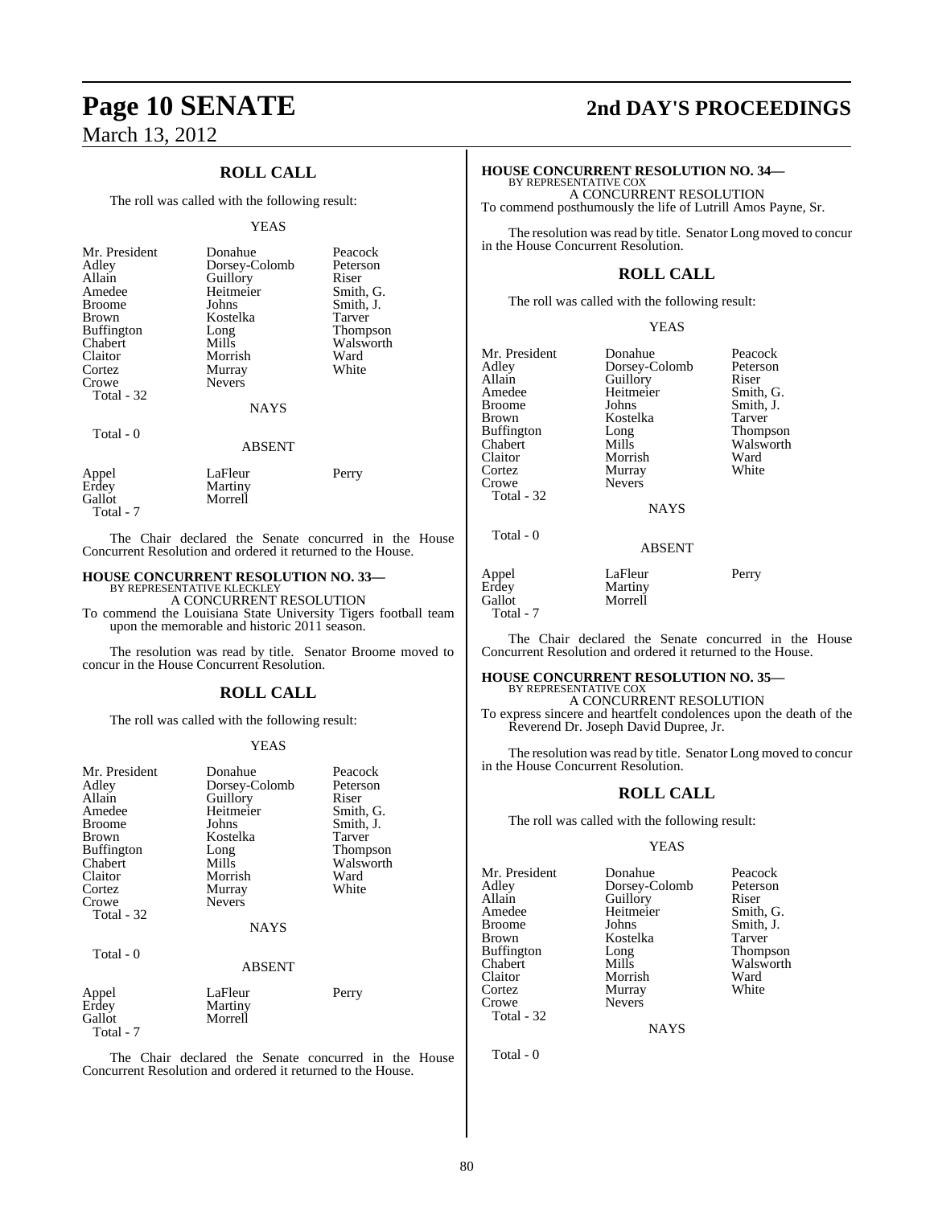## ROLL CALL

The roll was called with the following result:

YEAS

| | | |
|---|---|---|
| Mr. President | Donahue | Peacock |
| Adley | Dorsey-Colomb | Peterson |
| Allain | Guillory | Riser |
| Amedee | Heitmeier | Smith, G. |
| Broome | Johns | Smith, J. |
| Brown | Kostelka | Tarver |
| Buffington | Long | Thompson |
| Chabert | Mills | Walsworth |
| Claitor | Morrish | Ward |
| Cortez | Murray | White |
| Crowe | Nevers | |

Total - 32

NAYS

Total - 0

ABSENT

| | | |
|---|---|---|
| Appel | LaFleur | Perry |
| Erdey | Martiny | |
| Gallot | Morrell | |

Total - 7

The Chair declared the Senate concurred in the House Concurrent Resolution and ordered it returned to the House.

**HOUSE CONCURRENT RESOLUTION NO. 33—**
BY REPRESENTATIVE KLECKLEY
A CONCURRENT RESOLUTION
To commend the Louisiana State University Tigers football team upon the memorable and historic 2011 season.

The resolution was read by title. Senator Broome moved to concur in the House Concurrent Resolution.

## ROLL CALL

The roll was called with the following result:

YEAS

| | | |
|---|---|---|
| Mr. President | Donahue | Peacock |
| Adley | Dorsey-Colomb | Peterson |
| Allain | Guillory | Riser |
| Amedee | Heitmeier | Smith, G. |
| Broome | Johns | Smith, J. |
| Brown | Kostelka | Tarver |
| Buffington | Long | Thompson |
| Chabert | Mills | Walsworth |
| Claitor | Morrish | Ward |
| Cortez | Murray | White |
| Crowe | Nevers | |

Total - 32

NAYS

Total - 0

ABSENT

| | | |
|---|---|---|
| Appel | LaFleur | Perry |
| Erdey | Martiny | |
| Gallot | Morrell | |

Total - 7

The Chair declared the Senate concurred in the House Concurrent Resolution and ordered it returned to the House.

**HOUSE CONCURRENT RESOLUTION NO. 34—**
BY REPRESENTATIVE COX
A CONCURRENT RESOLUTION
To commend posthumously the life of Lutrill Amos Payne, Sr.

The resolution was read by title. Senator Long moved to concur in the House Concurrent Resolution.

## ROLL CALL

The roll was called with the following result:

YEAS

| | | |
|---|---|---|
| Mr. President | Donahue | Peacock |
| Adley | Dorsey-Colomb | Peterson |
| Allain | Guillory | Riser |
| Amedee | Heitmeier | Smith, G. |
| Broome | Johns | Smith, J. |
| Brown | Kostelka | Tarver |
| Buffington | Long | Thompson |
| Chabert | Mills | Walsworth |
| Claitor | Morrish | Ward |
| Cortez | Murray | White |
| Crowe | Nevers | |

Total - 32

NAYS

Total - 0

ABSENT

| | | |
|---|---|---|
| Appel | LaFleur | Perry |
| Erdey | Martiny | |
| Gallot | Morrell | |

Total - 7

The Chair declared the Senate concurred in the House Concurrent Resolution and ordered it returned to the House.

**HOUSE CONCURRENT RESOLUTION NO. 35—**
BY REPRESENTATIVE COX
A CONCURRENT RESOLUTION
To express sincere and heartfelt condolences upon the death of the Reverend Dr. Joseph David Dupree, Jr.

The resolution was read by title. Senator Long moved to concur in the House Concurrent Resolution.

## ROLL CALL

The roll was called with the following result:

YEAS

| | | |
|---|---|---|
| Mr. President | Donahue | Peacock |
| Adley | Dorsey-Colomb | Peterson |
| Allain | Guillory | Riser |
| Amedee | Heitmeier | Smith, G. |
| Broome | Johns | Smith, J. |
| Brown | Kostelka | Tarver |
| Buffington | Long | Thompson |
| Chabert | Mills | Walsworth |
| Claitor | Morrish | Ward |
| Cortez | Murray | White |
| Crowe | Nevers | |

Total - 32

NAYS

Total - 0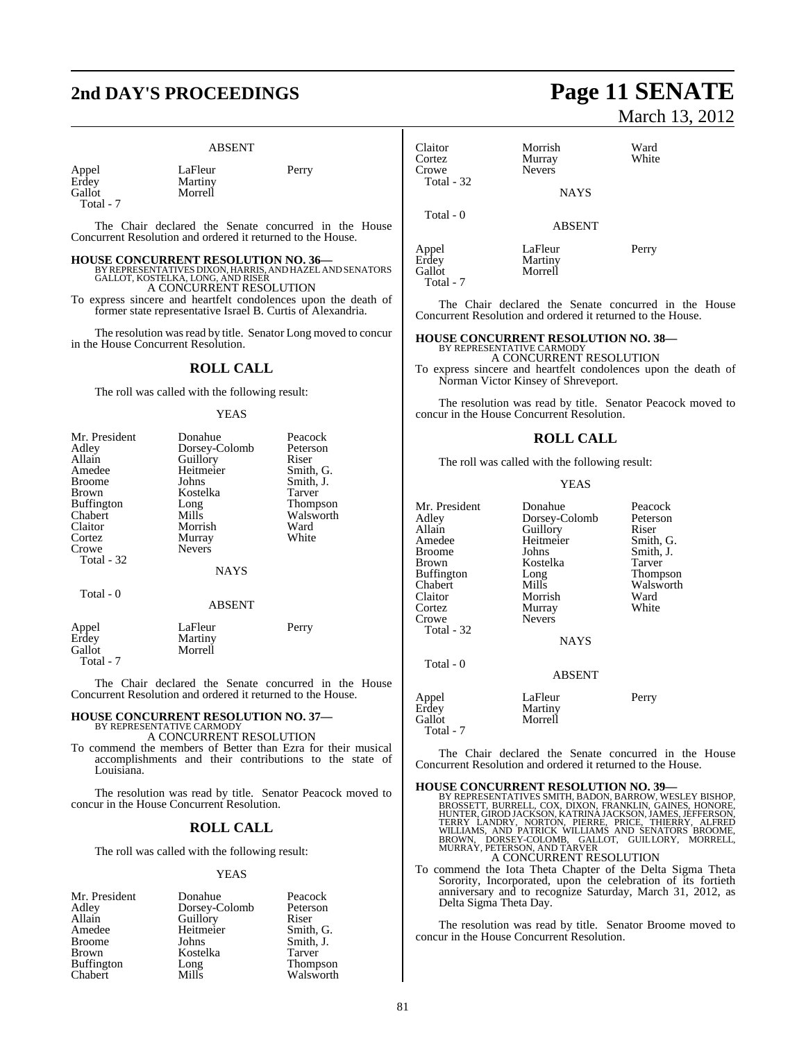ABSENT

| | | |
|---|---|---|
| Appel | LaFleur | Perry |
| Erdey | Martiny | |
| Gallot | Morrell | |
| Total - 7 | | |

The Chair declared the Senate concurred in the House Concurrent Resolution and ordered it returned to the House.

**HOUSE CONCURRENT RESOLUTION NO. 36—**
BY REPRESENTATIVES DIXON, HARRIS, AND HAZEL AND SENATORS GALLOT, KOSTELKA, LONG, AND RISER
A CONCURRENT RESOLUTION
To express sincere and heartfelt condolences upon the death of former state representative Israel B. Curtis of Alexandria.

The resolution was read by title. Senator Long moved to concur in the House Concurrent Resolution.

## ROLL CALL

The roll was called with the following result:

YEAS

| | | |
|---|---|---|
| Mr. President | Donahue | Peacock |
| Adley | Dorsey-Colomb | Peterson |
| Allain | Guillory | Riser |
| Amedee | Heitmeier | Smith, G. |
| Broome | Johns | Smith, J. |
| Brown | Kostelka | Tarver |
| Buffington | Long | Thompson |
| Chabert | Mills | Walsworth |
| Claitor | Morrish | Ward |
| Cortez | Murray | White |
| Crowe | Nevers | |
| Total - 32 | | |

NAYS

Total - 0

ABSENT

| | | |
|---|---|---|
| Appel | LaFleur | Perry |
| Erdey | Martiny | |
| Gallot | Morrell | |
| Total - 7 | | |

The Chair declared the Senate concurred in the House Concurrent Resolution and ordered it returned to the House.

**HOUSE CONCURRENT RESOLUTION NO. 37—**
BY REPRESENTATIVE CARMODY
A CONCURRENT RESOLUTION
To commend the members of Better than Ezra for their musical accomplishments and their contributions to the state of Louisiana.

The resolution was read by title. Senator Peacock moved to concur in the House Concurrent Resolution.

## ROLL CALL

The roll was called with the following result:

YEAS

| | | |
|---|---|---|
| Mr. President | Donahue | Peacock |
| Adley | Dorsey-Colomb | Peterson |
| Allain | Guillory | Riser |
| Amedee | Heitmeier | Smith, G. |
| Broome | Johns | Smith, J. |
| Brown | Kostelka | Tarver |
| Buffington | Long | Thompson |
| Chabert | Mills | Walsworth |
| Claitor | Morrish | Ward |
| Cortez | Murray | White |
| Crowe | Nevers | |
| Total - 32 | | |

NAYS

Total - 0

ABSENT

| | | |
|---|---|---|
| Appel | LaFleur | Perry |
| Erdey | Martiny | |
| Gallot | Morrell | |
| Total - 7 | | |

The Chair declared the Senate concurred in the House Concurrent Resolution and ordered it returned to the House.

**HOUSE CONCURRENT RESOLUTION NO. 38—**
BY REPRESENTATIVE CARMODY
A CONCURRENT RESOLUTION
To express sincere and heartfelt condolences upon the death of Norman Victor Kinsey of Shreveport.

The resolution was read by title. Senator Peacock moved to concur in the House Concurrent Resolution.

## ROLL CALL

The roll was called with the following result:

YEAS

| | | |
|---|---|---|
| Mr. President | Donahue | Peacock |
| Adley | Dorsey-Colomb | Peterson |
| Allain | Guillory | Riser |
| Amedee | Heitmeier | Smith, G. |
| Broome | Johns | Smith, J. |
| Brown | Kostelka | Tarver |
| Buffington | Long | Thompson |
| Chabert | Mills | Walsworth |
| Claitor | Morrish | Ward |
| Cortez | Murray | White |
| Crowe | Nevers | |
| Total - 32 | | |

NAYS

Total - 0

ABSENT

| | | |
|---|---|---|
| Appel | LaFleur | Perry |
| Erdey | Martiny | |
| Gallot | Morrell | |
| Total - 7 | | |

The Chair declared the Senate concurred in the House Concurrent Resolution and ordered it returned to the House.

**HOUSE CONCURRENT RESOLUTION NO. 39—**
BY REPRESENTATIVES SMITH, BADON, BARROW, WESLEY BISHOP, BROSSETT, BURRELL, COX, DIXON, FRANKLIN, GAINES, HONORE, HUNTER, GIROD JACKSON, KATRINA JACKSON, JAMES, JEFFERSON, TERRY LANDRY, NORTON, PIERRE, PRICE, THIERRY, ALFRED WILLIAMS, AND PATRICK WILLIAMS AND SENATORS BROOME, BROWN, DORSEY-COLOMB, GALLOT, GUILLORY, MORRELL, MURRAY, PETERSON, AND TARVER
A CONCURRENT RESOLUTION
To commend the Iota Theta Chapter of the Delta Sigma Theta Sorority, Incorporated, upon the celebration of its fortieth anniversary and to recognize Saturday, March 31, 2012, as Delta Sigma Theta Day.

The resolution was read by title. Senator Broome moved to concur in the House Concurrent Resolution.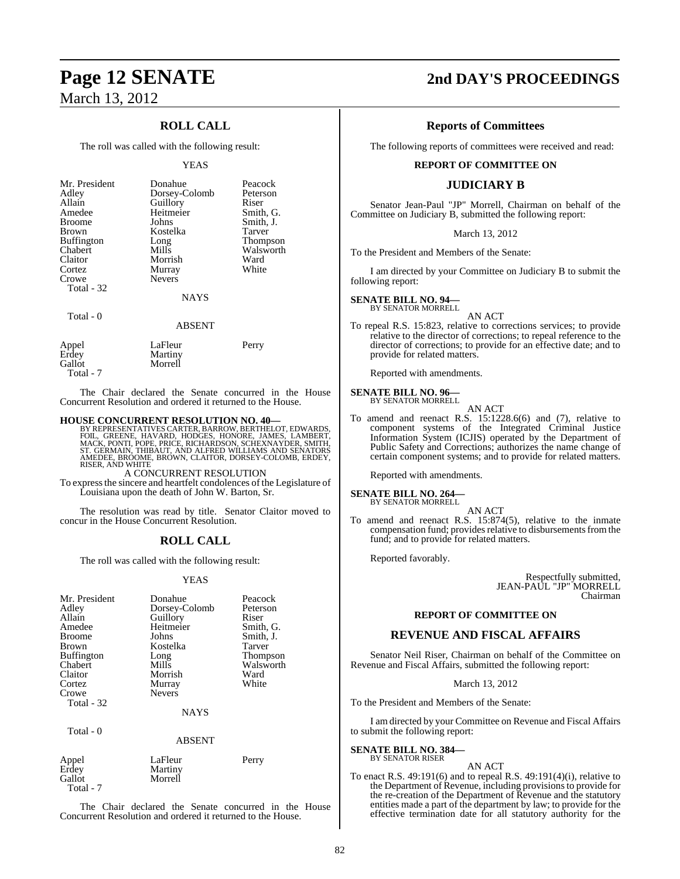## ROLL CALL

The roll was called with the following result:

YEAS

| | | |
|---|---|---|
| Mr. President | Donahue | Peacock |
| Adley | Dorsey-Colomb | Peterson |
| Allain | Guillory | Riser |
| Amedee | Heitmeier | Smith, G. |
| Broome | Johns | Smith, J. |
| Brown | Kostelka | Tarver |
| Buffington | Long | Thompson |
| Chabert | Mills | Walsworth |
| Claitor | Morrish | Ward |
| Cortez | Murray | White |
| Crowe | Nevers | |
| Total - 32 | | |

NAYS

Total - 0

ABSENT

| | | |
|---|---|---|
| Appel | LaFleur | Perry |
| Erdey | Martiny | |
| Gallot | Morrell | |
| Total - 7 | | |

The Chair declared the Senate concurred in the House Concurrent Resolution and ordered it returned to the House.

**HOUSE CONCURRENT RESOLUTION NO. 40—**
BY REPRESENTATIVES CARTER, BARROW, BERTHELOT, EDWARDS, FOIL, GREENE, HAVARD, HODGES, HONORE, JAMES, LAMBERT, MACK, PONTI, POPE, PRICE, RICHARDSON, SCHEXNAYDER, SMITH, ST. GERMAIN, THIBAUT, AND ALFRED WILLIAMS AND SENATORS AMEDEE, BROOME, BROWN, CLAITOR, DORSEY-COLOMB, ERDEY, RISER, AND WHITE

A CONCURRENT RESOLUTION

To express the sincere and heartfelt condolences of the Legislature of Louisiana upon the death of John W. Barton, Sr.

The resolution was read by title. Senator Claitor moved to concur in the House Concurrent Resolution.

## ROLL CALL

The roll was called with the following result:

YEAS

| | | |
|---|---|---|
| Mr. President | Donahue | Peacock |
| Adley | Dorsey-Colomb | Peterson |
| Allain | Guillory | Riser |
| Amedee | Heitmeier | Smith, G. |
| Broome | Johns | Smith, J. |
| Brown | Kostelka | Tarver |
| Buffington | Long | Thompson |
| Chabert | Mills | Walsworth |
| Claitor | Morrish | Ward |
| Cortez | Murray | White |
| Crowe | Nevers | |
| Total - 32 | | |

NAYS

Total - 0

ABSENT

| | | |
|---|---|---|
| Appel | LaFleur | Perry |
| Erdey | Martiny | |
| Gallot | Morrell | |
| Total - 7 | | |

The Chair declared the Senate concurred in the House Concurrent Resolution and ordered it returned to the House.

## Reports of Committees

The following reports of committees were received and read:

### REPORT OF COMMITTEE ON

### JUDICIARY B

Senator Jean-Paul "JP" Morrell, Chairman on behalf of the Committee on Judiciary B, submitted the following report:

March 13, 2012

To the President and Members of the Senate:

I am directed by your Committee on Judiciary B to submit the following report:

**SENATE BILL NO. 94—**
BY SENATOR MORRELL

AN ACT

To repeal R.S. 15:823, relative to corrections services; to provide relative to the director of corrections; to repeal reference to the director of corrections; to provide for an effective date; and to provide for related matters.

Reported with amendments.

**SENATE BILL NO. 96—**
BY SENATOR MORRELL

AN ACT

To amend and reenact R.S. 15:1228.6(6) and (7), relative to component systems of the Integrated Criminal Justice Information System (ICJIS) operated by the Department of Public Safety and Corrections; authorizes the name change of certain component systems; and to provide for related matters.

Reported with amendments.

**SENATE BILL NO. 264—**
BY SENATOR MORRELL

AN ACT

To amend and reenact R.S. 15:874(5), relative to the inmate compensation fund; provides relative to disbursements from the fund; and to provide for related matters.

Reported favorably.

Respectfully submitted,
JEAN-PAUL "JP" MORRELL
Chairman

### REPORT OF COMMITTEE ON

### REVENUE AND FISCAL AFFAIRS

Senator Neil Riser, Chairman on behalf of the Committee on Revenue and Fiscal Affairs, submitted the following report:

March 13, 2012

To the President and Members of the Senate:

I am directed by your Committee on Revenue and Fiscal Affairs to submit the following report:

**SENATE BILL NO. 384—**
BY SENATOR RISER

AN ACT

To enact R.S. 49:191(6) and to repeal R.S. 49:191(4)(i), relative to the Department of Revenue, including provisions to provide for the re-creation of the Department of Revenue and the statutory entities made a part of the department by law; to provide for the effective termination date for all statutory authority for the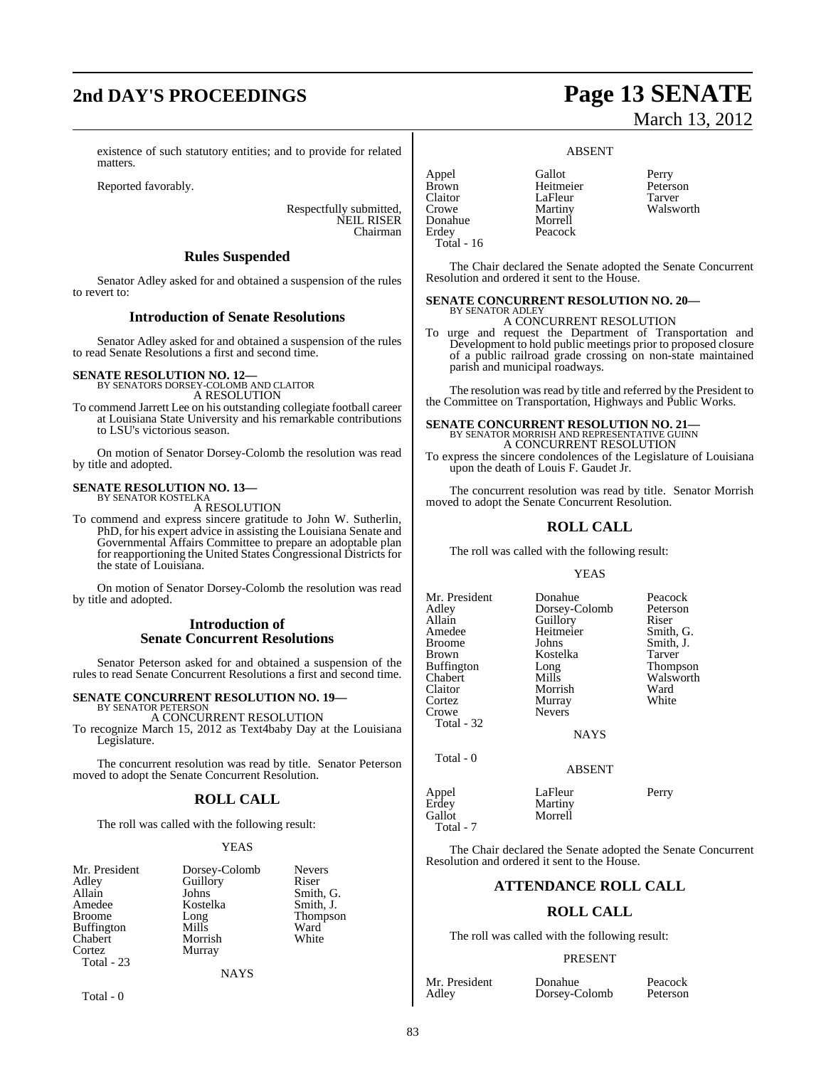existence of such statutory entities; and to provide for related matters.

Reported favorably.

Respectfully submitted,
NEIL RISER
Chairman

## Rules Suspended

Senator Adley asked for and obtained a suspension of the rules to revert to:

## Introduction of Senate Resolutions

Senator Adley asked for and obtained a suspension of the rules to read Senate Resolutions a first and second time.

**SENATE RESOLUTION NO. 12—**
BY SENATORS DORSEY-COLOMB AND CLAITOR
A RESOLUTION

To commend Jarrett Lee on his outstanding collegiate football career at Louisiana State University and his remarkable contributions to LSU's victorious season.

On motion of Senator Dorsey-Colomb the resolution was read by title and adopted.

**SENATE RESOLUTION NO. 13—**
BY SENATOR KOSTELKA
A RESOLUTION

To commend and express sincere gratitude to John W. Sutherlin, PhD, for his expert advice in assisting the Louisiana Senate and Governmental Affairs Committee to prepare an adoptable plan for reapportioning the United States Congressional Districts for the state of Louisiana.

On motion of Senator Dorsey-Colomb the resolution was read by title and adopted.

## Introduction of Senate Concurrent Resolutions

Senator Peterson asked for and obtained a suspension of the rules to read Senate Concurrent Resolutions a first and second time.

**SENATE CONCURRENT RESOLUTION NO. 19—**
BY SENATOR PETERSON
A CONCURRENT RESOLUTION

To recognize March 15, 2012 as Text4baby Day at the Louisiana Legislature.

The concurrent resolution was read by title. Senator Peterson moved to adopt the Senate Concurrent Resolution.

## ROLL CALL

The roll was called with the following result:

YEAS

| | | |
|---|---|---|
| Mr. President | Dorsey-Colomb | Nevers |
| Adley | Guillory | Riser |
| Allain | Johns | Smith, G. |
| Amedee | Kostelka | Smith, J. |
| Broome | Long | Thompson |
| Buffington | Mills | Ward |
| Chabert | Morrish | White |
| Cortez | Murray | |

Total - 23

NAYS

Total - 0

ABSENT

| | | |
|---|---|---|
| Appel | Gallot | Perry |
| Brown | Heitmeier | Peterson |
| Claitor | LaFleur | Tarver |
| Crowe | Martiny | Walsworth |
| Donahue | Morrell | |
| Erdey | Peacock | |

Total - 16

The Chair declared the Senate adopted the Senate Concurrent Resolution and ordered it sent to the House.

**SENATE CONCURRENT RESOLUTION NO. 20—**
BY SENATOR ADLEY
A CONCURRENT RESOLUTION

To urge and request the Department of Transportation and Development to hold public meetings prior to proposed closure of a public railroad grade crossing on non-state maintained parish and municipal roadways.

The resolution was read by title and referred by the President to the Committee on Transportation, Highways and Public Works.

**SENATE CONCURRENT RESOLUTION NO. 21—**
BY SENATOR MORRISH AND REPRESENTATIVE GUINN
A CONCURRENT RESOLUTION

To express the sincere condolences of the Legislature of Louisiana upon the death of Louis F. Gaudet Jr.

The concurrent resolution was read by title. Senator Morrish moved to adopt the Senate Concurrent Resolution.

## ROLL CALL

The roll was called with the following result:

YEAS

| | | |
|---|---|---|
| Mr. President | Donahue | Peacock |
| Adley | Dorsey-Colomb | Peterson |
| Allain | Guillory | Riser |
| Amedee | Heitmeier | Smith, G. |
| Broome | Johns | Smith, J. |
| Brown | Kostelka | Tarver |
| Buffington | Long | Thompson |
| Chabert | Mills | Walsworth |
| Claitor | Morrish | Ward |
| Cortez | Murray | White |
| Crowe | Nevers | |

Total - 32

NAYS

Total - 0

ABSENT

| | | |
|---|---|---|
| Appel | LaFleur | Perry |
| Erdey | Martiny | |
| Gallot | Morrell | |

Total - 7

The Chair declared the Senate adopted the Senate Concurrent Resolution and ordered it sent to the House.

## ATTENDANCE ROLL CALL

## ROLL CALL

The roll was called with the following result:

PRESENT

| | | |
|---|---|---|
| Mr. President | Donahue | Peacock |
| Adley | Dorsey-Colomb | Peterson |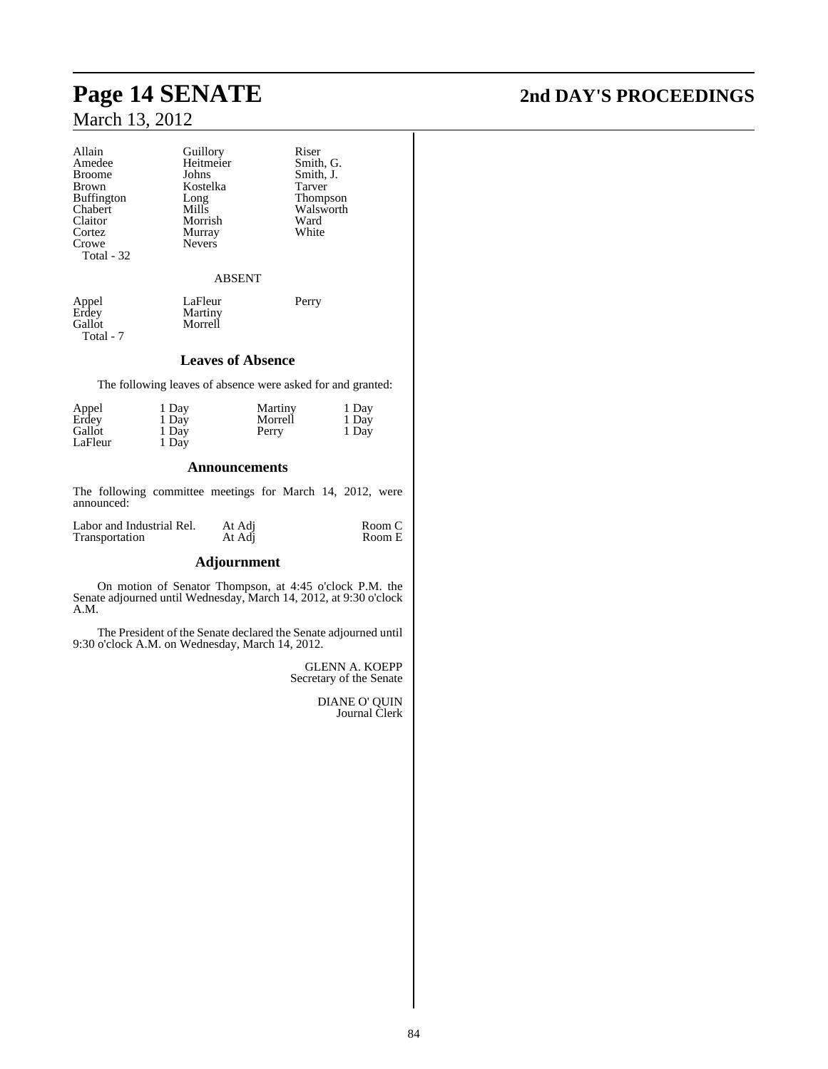| | | |
|---|---|---|
| Allain | Guillory | Riser |
| Amedee | Heitmeier | Smith, G. |
| Broome | Johns | Smith, J. |
| Brown | Kostelka | Tarver |
| Buffington | Long | Thompson |
| Chabert | Mills | Walsworth |
| Claitor | Morrish | Ward |
| Cortez | Murray | White |
| Crowe | Nevers | |

Total - 32

ABSENT

| | | |
|---|---|---|
| Appel | LaFleur | Perry |
| Erdey | Martiny | |
| Gallot | Morrell | |

Total - 7

## Leaves of Absence

The following leaves of absence were asked for and granted:

| | | | |
|---|---|---|---|
| Appel | 1 Day | Martiny | 1 Day |
| Erdey | 1 Day | Morrell | 1 Day |
| Gallot | 1 Day | Perry | 1 Day |
| LaFleur | 1 Day | | |

## Announcements

The following committee meetings for March 14, 2012, were announced:

| | | |
|---|---|---|
| Labor and Industrial Rel. | At Adj | Room C |
| Transportation | At Adj | Room E |

## Adjournment

On motion of Senator Thompson, at 4:45 o'clock P.M. the Senate adjourned until Wednesday, March 14, 2012, at 9:30 o'clock A.M.

The President of the Senate declared the Senate adjourned until 9:30 o'clock A.M. on Wednesday, March 14, 2012.

GLENN A. KOEPP
Secretary of the Senate

DIANE O' QUIN
Journal Clerk